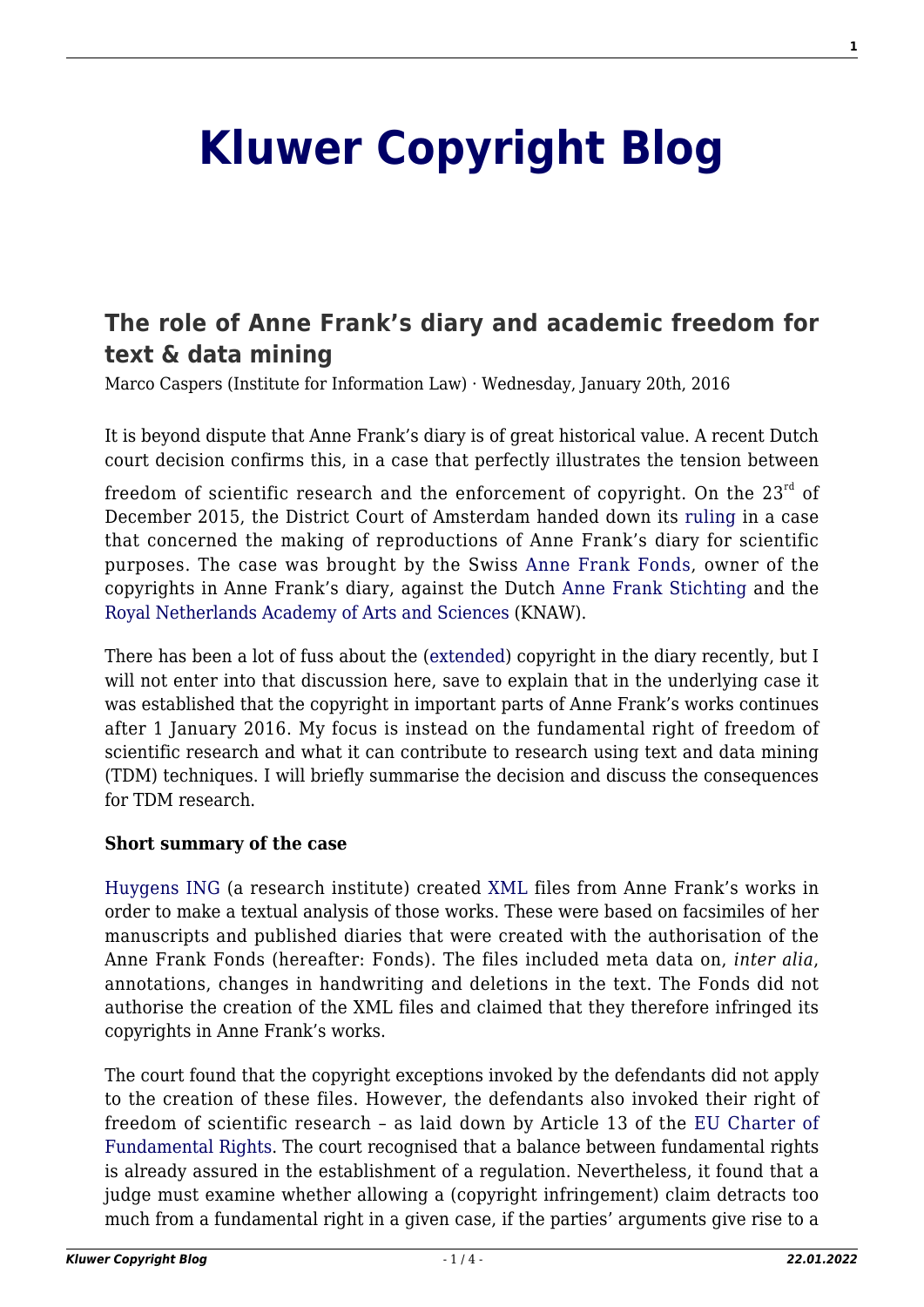# Kluwer Copyright Blog

## The role of Anne Frank's diary and academic freedom for text & data mining

Marco Caspers (Institute for Information Law) · Wednesday, January 20th, 2016

It is beyond dispute that Anne Frank's diary is of great historical value. A recent Dutch court decision confirms this, in a case that perfectly illustrates the tension between freedom of scientific research and the enforcement of copyright. On the 23rd of December 2015, the District Court of Amsterdam handed down its ruling in a case that concerned the making of reproductions of Anne Frank's diary for scientific purposes. The case was brought by the Swiss Anne Frank Fonds, owner of the copyrights in Anne Frank's diary, against the Dutch Anne Frank Stichting and the Royal Netherlands Academy of Arts and Sciences (KNAW).

There has been a lot of fuss about the (extended) copyright in the diary recently, but I will not enter into that discussion here, save to explain that in the underlying case it was established that the copyright in important parts of Anne Frank's works continues after 1 January 2016. My focus is instead on the fundamental right of freedom of scientific research and what it can contribute to research using text and data mining (TDM) techniques. I will briefly summarise the decision and discuss the consequences for TDM research.

**Short summary of the case**

Huygens ING (a research institute) created XML files from Anne Frank's works in order to make a textual analysis of those works. These were based on facsimiles of her manuscripts and published diaries that were created with the authorisation of the Anne Frank Fonds (hereafter: Fonds). The files included meta data on, *inter alia*, annotations, changes in handwriting and deletions in the text. The Fonds did not authorise the creation of the XML files and claimed that they therefore infringed its copyrights in Anne Frank's works.

The court found that the copyright exceptions invoked by the defendants did not apply to the creation of these files. However, the defendants also invoked their right of freedom of scientific research – as laid down by Article 13 of the EU Charter of Fundamental Rights. The court recognised that a balance between fundamental rights is already assured in the establishment of a regulation. Nevertheless, it found that a judge must examine whether allowing a (copyright infringement) claim detracts too much from a fundamental right in a given case, if the parties' arguments give rise to a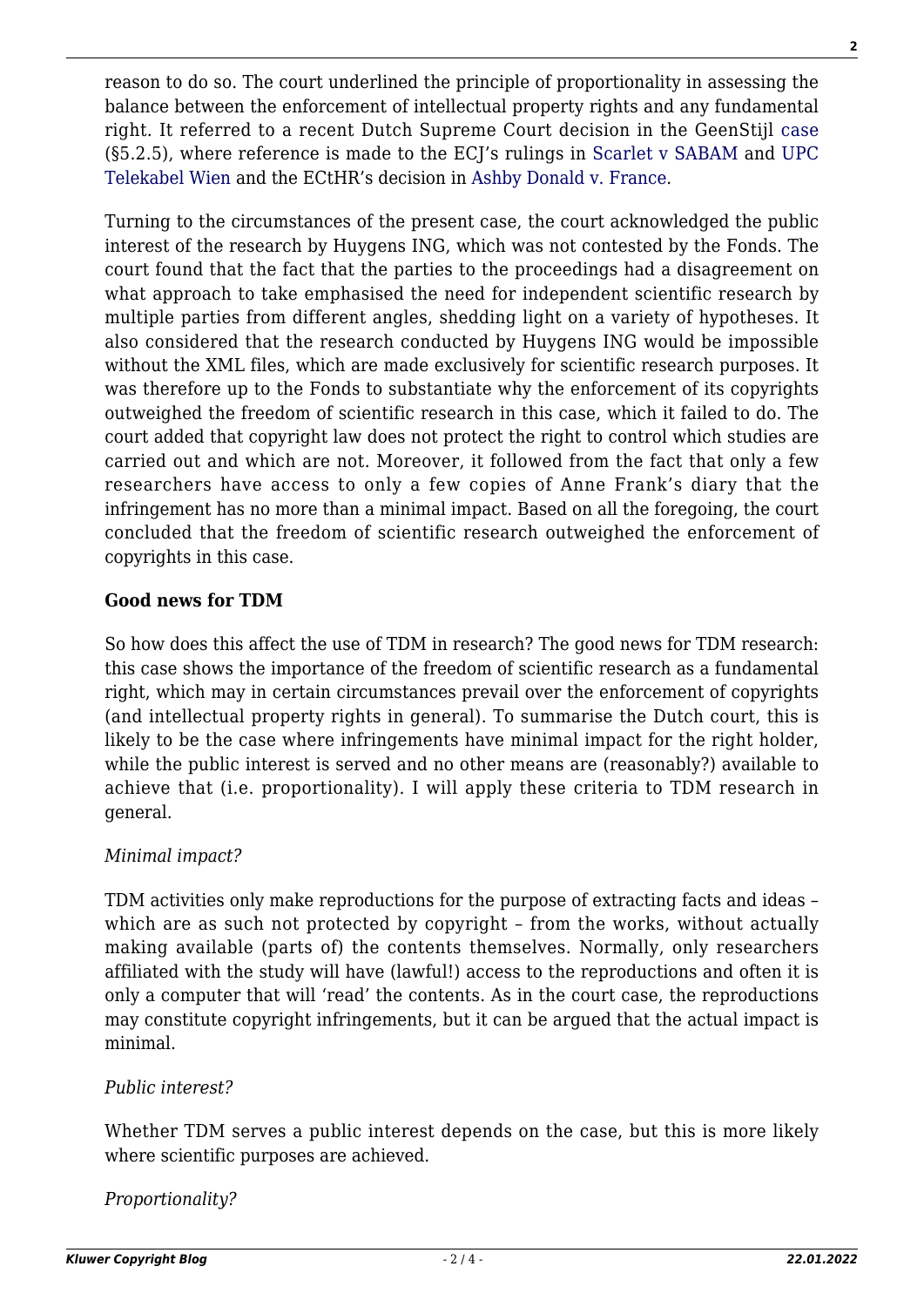reason to do so. The court underlined the principle of proportionality in assessing the balance between the enforcement of intellectual property rights and any fundamental right. It referred to a recent Dutch Supreme Court decision in the GeenStijl case (§5.2.5), where reference is made to the ECJ's rulings in Scarlet v SABAM and UPC Telekabel Wien and the ECtHR's decision in Ashby Donald v. France.

Turning to the circumstances of the present case, the court acknowledged the public interest of the research by Huygens ING, which was not contested by the Fonds. The court found that the fact that the parties to the proceedings had a disagreement on what approach to take emphasised the need for independent scientific research by multiple parties from different angles, shedding light on a variety of hypotheses. It also considered that the research conducted by Huygens ING would be impossible without the XML files, which are made exclusively for scientific research purposes. It was therefore up to the Fonds to substantiate why the enforcement of its copyrights outweighed the freedom of scientific research in this case, which it failed to do. The court added that copyright law does not protect the right to control which studies are carried out and which are not. Moreover, it followed from the fact that only a few researchers have access to only a few copies of Anne Frank's diary that the infringement has no more than a minimal impact. Based on all the foregoing, the court concluded that the freedom of scientific research outweighed the enforcement of copyrights in this case.

**Good news for TDM**

So how does this affect the use of TDM in research? The good news for TDM research: this case shows the importance of the freedom of scientific research as a fundamental right, which may in certain circumstances prevail over the enforcement of copyrights (and intellectual property rights in general). To summarise the Dutch court, this is likely to be the case where infringements have minimal impact for the right holder, while the public interest is served and no other means are (reasonably?) available to achieve that (i.e. proportionality). I will apply these criteria to TDM research in general.

*Minimal impact?*

TDM activities only make reproductions for the purpose of extracting facts and ideas – which are as such not protected by copyright – from the works, without actually making available (parts of) the contents themselves. Normally, only researchers affiliated with the study will have (lawful!) access to the reproductions and often it is only a computer that will 'read' the contents. As in the court case, the reproductions may constitute copyright infringements, but it can be argued that the actual impact is minimal.

*Public interest?*

Whether TDM serves a public interest depends on the case, but this is more likely where scientific purposes are achieved.

*Proportionality?*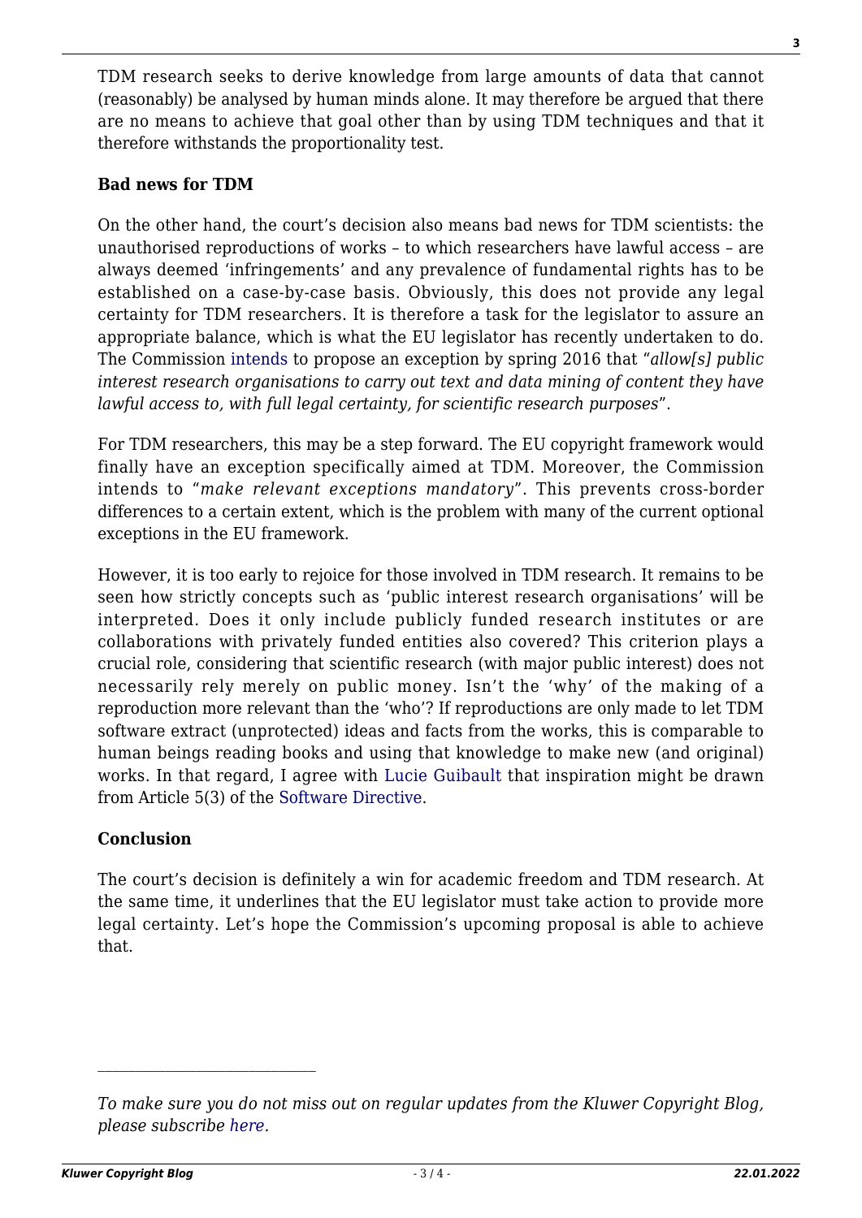TDM research seeks to derive knowledge from large amounts of data that cannot (reasonably) be analysed by human minds alone. It may therefore be argued that there are no means to achieve that goal other than by using TDM techniques and that it therefore withstands the proportionality test.

**Bad news for TDM**

On the other hand, the court's decision also means bad news for TDM scientists: the unauthorised reproductions of works – to which researchers have lawful access – are always deemed 'infringements' and any prevalence of fundamental rights has to be established on a case-by-case basis. Obviously, this does not provide any legal certainty for TDM researchers. It is therefore a task for the legislator to assure an appropriate balance, which is what the EU legislator has recently undertaken to do. The Commission intends to propose an exception by spring 2016 that "*allow[s] public interest research organisations to carry out text and data mining of content they have lawful access to, with full legal certainty, for scientific research purposes*".

For TDM researchers, this may be a step forward. The EU copyright framework would finally have an exception specifically aimed at TDM. Moreover, the Commission intends to "*make relevant exceptions mandatory*". This prevents cross-border differences to a certain extent, which is the problem with many of the current optional exceptions in the EU framework.

However, it is too early to rejoice for those involved in TDM research. It remains to be seen how strictly concepts such as 'public interest research organisations' will be interpreted. Does it only include publicly funded research institutes or are collaborations with privately funded entities also covered? This criterion plays a crucial role, considering that scientific research (with major public interest) does not necessarily rely merely on public money. Isn't the 'why' of the making of a reproduction more relevant than the 'who'? If reproductions are only made to let TDM software extract (unprotected) ideas and facts from the works, this is comparable to human beings reading books and using that knowledge to make new (and original) works. In that regard, I agree with Lucie Guibault that inspiration might be drawn from Article 5(3) of the Software Directive.

**Conclusion**

The court's decision is definitely a win for academic freedom and TDM research. At the same time, it underlines that the EU legislator must take action to provide more legal certainty. Let's hope the Commission's upcoming proposal is able to achieve that.

---

*To make sure you do not miss out on regular updates from the Kluwer Copyright Blog, please subscribe here.*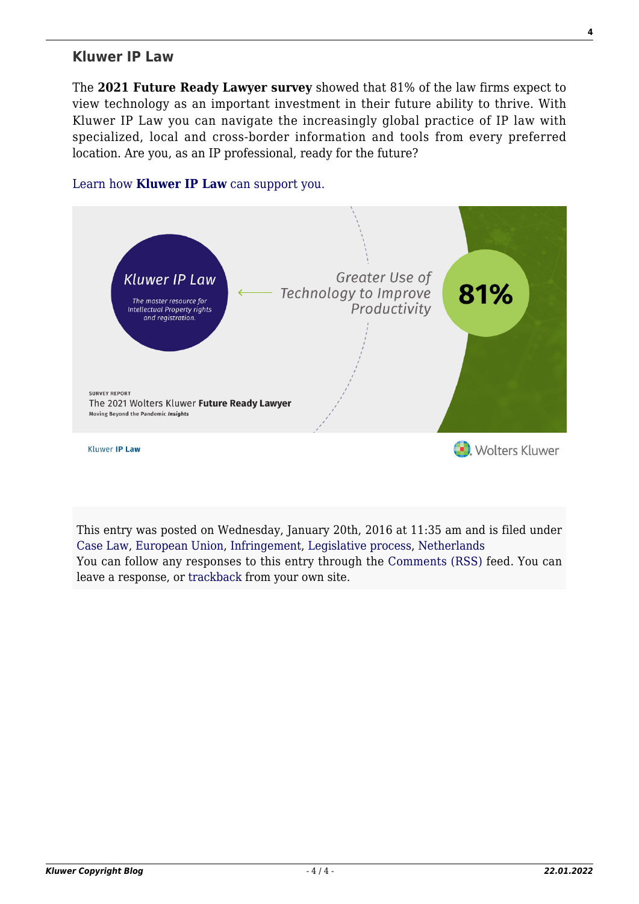## Kluwer IP Law

The **2021 Future Ready Lawyer survey** showed that 81% of the law firms expect to view technology as an important investment in their future ability to thrive. With Kluwer IP Law you can navigate the increasingly global practice of IP law with specialized, local and cross-border information and tools from every preferred location. Are you, as an IP professional, ready for the future?

Learn how **Kluwer IP Law** can support you.

Kluwer IP Law

The master resource for Intellectual Property rights and registration.

Greater Use of Technology to Improve Productivity

81%

SURVEY REPORT

The 2021 Wolters Kluwer **Future Ready Lawyer**

Moving Beyond the Pandemic *Insights*

Kluwer **IP Law**

Wolters Kluwer

This entry was posted on Wednesday, January 20th, 2016 at 11:35 am and is filed under Case Law, European Union, Infringement, Legislative process, Netherlands
You can follow any responses to this entry through the Comments (RSS) feed. You can leave a response, or trackback from your own site.